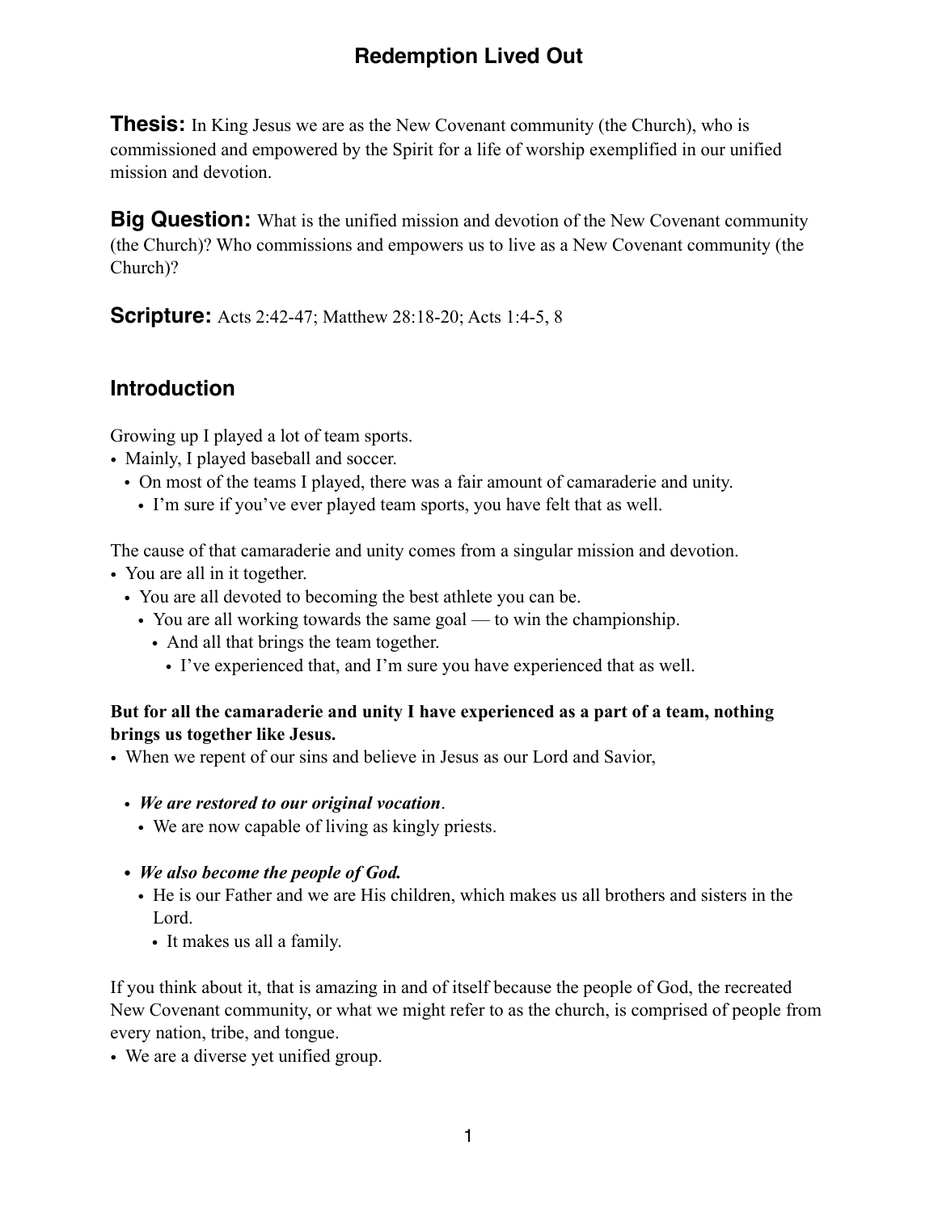# Redemption Lived Out

**Thesis:** In King Jesus we are as the New Covenant community (the Church), who is commissioned and empowered by the Spirit for a life of worship exemplified in our unified mission and devotion.

**Big Question:** What is the unified mission and devotion of the New Covenant community (the Church)? Who commissions and empowers us to live as a New Covenant community (the Church)?

**Scripture:** Acts 2:42-47; Matthew 28:18-20; Acts 1:4-5, 8

## Introduction

Growing up I played a lot of team sports.
- Mainly, I played baseball and soccer.
  - On most of the teams I played, there was a fair amount of camaraderie and unity.
    - I'm sure if you've ever played team sports, you have felt that as well.

The cause of that camaraderie and unity comes from a singular mission and devotion.
- You are all in it together.
  - You are all devoted to becoming the best athlete you can be.
    - You are all working towards the same goal — to win the championship.
      - And all that brings the team together.
        - I've experienced that, and I'm sure you have experienced that as well.

**But for all the camaraderie and unity I have experienced as a part of a team, nothing brings us together like Jesus.**
- When we repent of our sins and believe in Jesus as our Lord and Savior,
  - ***We are restored to our original vocation***.
    - We are now capable of living as kingly priests.
  - ***We also become the people of God.***
    - He is our Father and we are His children, which makes us all brothers and sisters in the Lord.
      - It makes us all a family.

If you think about it, that is amazing in and of itself because the people of God, the recreated New Covenant community, or what we might refer to as the church, is comprised of people from every nation, tribe, and tongue.
- We are a diverse yet unified group.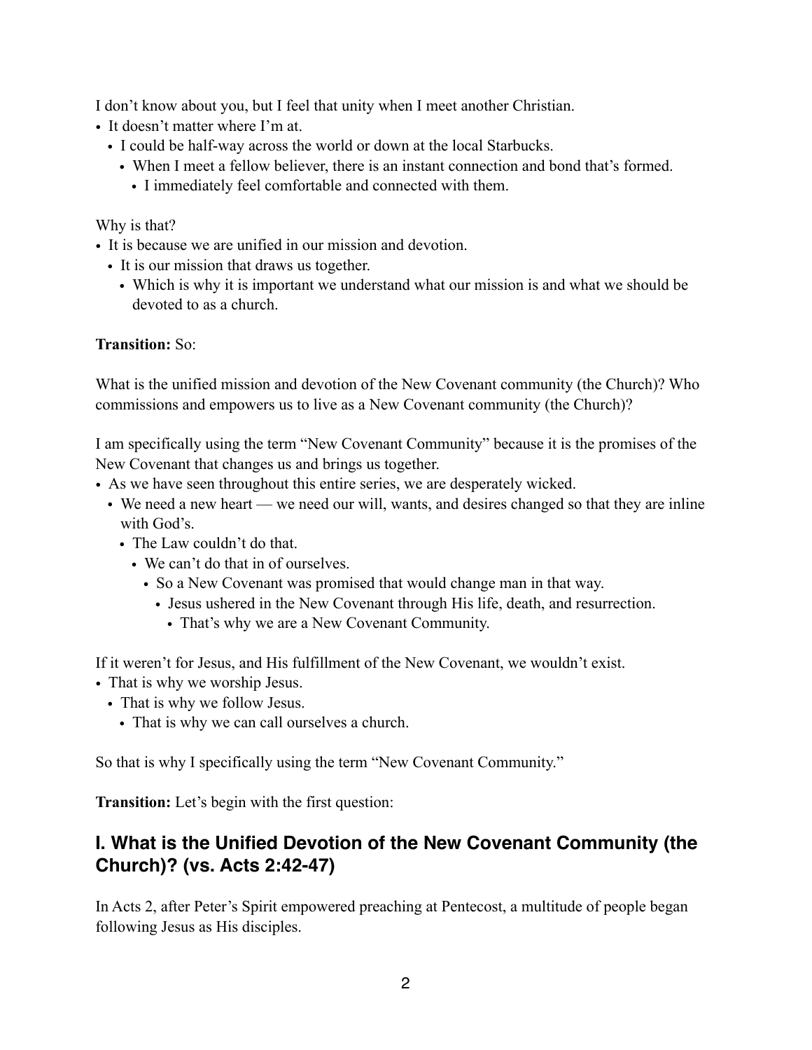I don't know about you, but I feel that unity when I meet another Christian.

- It doesn't matter where I'm at.
  - I could be half-way across the world or down at the local Starbucks.
    - When I meet a fellow believer, there is an instant connection and bond that's formed.
      - I immediately feel comfortable and connected with them.

Why is that?

- It is because we are unified in our mission and devotion.
  - It is our mission that draws us together.
    - Which is why it is important we understand what our mission is and what we should be devoted to as a church.

**Transition:** So:

What is the unified mission and devotion of the New Covenant community (the Church)? Who commissions and empowers us to live as a New Covenant community (the Church)?

I am specifically using the term "New Covenant Community" because it is the promises of the New Covenant that changes us and brings us together.

- As we have seen throughout this entire series, we are desperately wicked.
  - We need a new heart — we need our will, wants, and desires changed so that they are inline with God's.
    - The Law couldn't do that.
      - We can't do that in of ourselves.
        - So a New Covenant was promised that would change man in that way.
          - Jesus ushered in the New Covenant through His life, death, and resurrection.
            - That's why we are a New Covenant Community.

If it weren't for Jesus, and His fulfillment of the New Covenant, we wouldn't exist.

- That is why we worship Jesus.
  - That is why we follow Jesus.
    - That is why we can call ourselves a church.

So that is why I specifically using the term "New Covenant Community."

**Transition:** Let's begin with the first question:

## I. What is the Unified Devotion of the New Covenant Community (the Church)? (vs. Acts 2:42-47)

In Acts 2, after Peter's Spirit empowered preaching at Pentecost, a multitude of people began following Jesus as His disciples.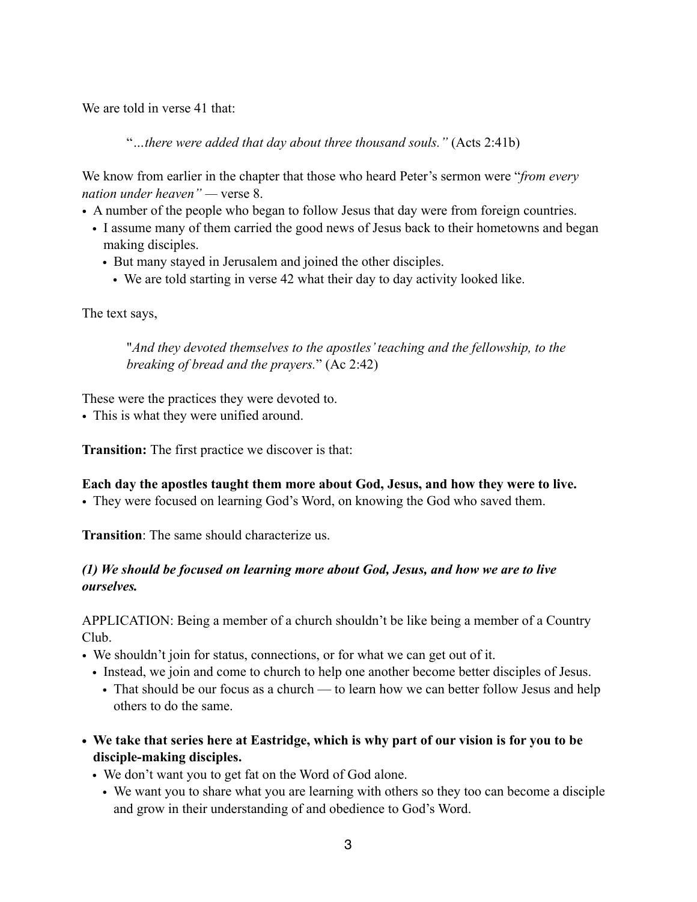We are told in verse 41 that:

> "*…there were added that day about three thousand souls.*" (Acts 2:41b)

We know from earlier in the chapter that those who heard Peter's sermon were "*from every nation under heaven"* — verse 8.

- A number of the people who began to follow Jesus that day were from foreign countries.
  - I assume many of them carried the good news of Jesus back to their hometowns and began making disciples.
    - But many stayed in Jerusalem and joined the other disciples.
      - We are told starting in verse 42 what their day to day activity looked like.

The text says,

> "*And they devoted themselves to the apostles' teaching and the fellowship, to the breaking of bread and the prayers.*" (Ac 2:42)

These were the practices they were devoted to.

- This is what they were unified around.

**Transition:** The first practice we discover is that:

**Each day the apostles taught them more about God, Jesus, and how they were to live.**

- They were focused on learning God's Word, on knowing the God who saved them.

**Transition**: The same should characterize us.

***(1) We should be focused on learning more about God, Jesus, and how we are to live ourselves.***

APPLICATION: Being a member of a church shouldn't be like being a member of a Country Club.

- We shouldn't join for status, connections, or for what we can get out of it.
  - Instead, we join and come to church to help one another become better disciples of Jesus.
    - That should be our focus as a church — to learn how we can better follow Jesus and help others to do the same.

- **We take that series here at Eastridge, which is why part of our vision is for you to be disciple-making disciples.**
  - We don't want you to get fat on the Word of God alone.
    - We want you to share what you are learning with others so they too can become a disciple and grow in their understanding of and obedience to God's Word.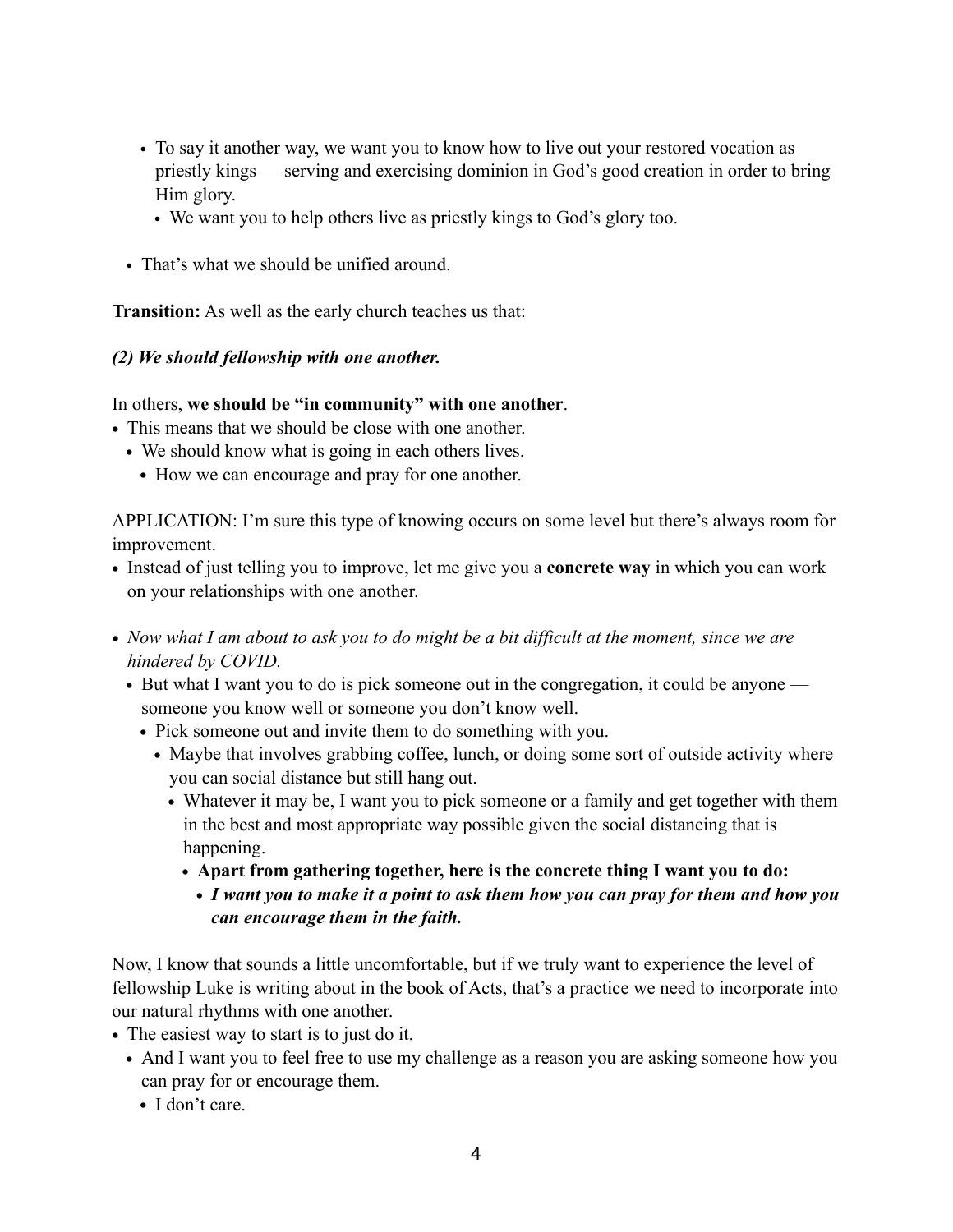- To say it another way, we want you to know how to live out your restored vocation as priestly kings — serving and exercising dominion in God's good creation in order to bring Him glory.
  - We want you to help others live as priestly kings to God's glory too.

- That's what we should be unified around.

**Transition:** As well as the early church teaches us that:

***(2) We should fellowship with one another.***

In others, **we should be "in community" with one another**.
- This means that we should be close with one another.
  - We should know what is going in each others lives.
    - How we can encourage and pray for one another.

APPLICATION: I'm sure this type of knowing occurs on some level but there's always room for improvement.
- Instead of just telling you to improve, let me give you a **concrete way** in which you can work on your relationships with one another.

- *Now what I am about to ask you to do might be a bit difficult at the moment, since we are hindered by COVID.*
  - But what I want you to do is pick someone out in the congregation, it could be anyone — someone you know well or someone you don't know well.
    - Pick someone out and invite them to do something with you.
      - Maybe that involves grabbing coffee, lunch, or doing some sort of outside activity where you can social distance but still hang out.
        - Whatever it may be, I want you to pick someone or a family and get together with them in the best and most appropriate way possible given the social distancing that is happening.
          - **Apart from gathering together, here is the concrete thing I want you to do:**
            - ***I want you to make it a point to ask them how you can pray for them and how you can encourage them in the faith.***

Now, I know that sounds a little uncomfortable, but if we truly want to experience the level of fellowship Luke is writing about in the book of Acts, that's a practice we need to incorporate into our natural rhythms with one another.
- The easiest way to start is to just do it.
  - And I want you to feel free to use my challenge as a reason you are asking someone how you can pray for or encourage them.
    - I don't care.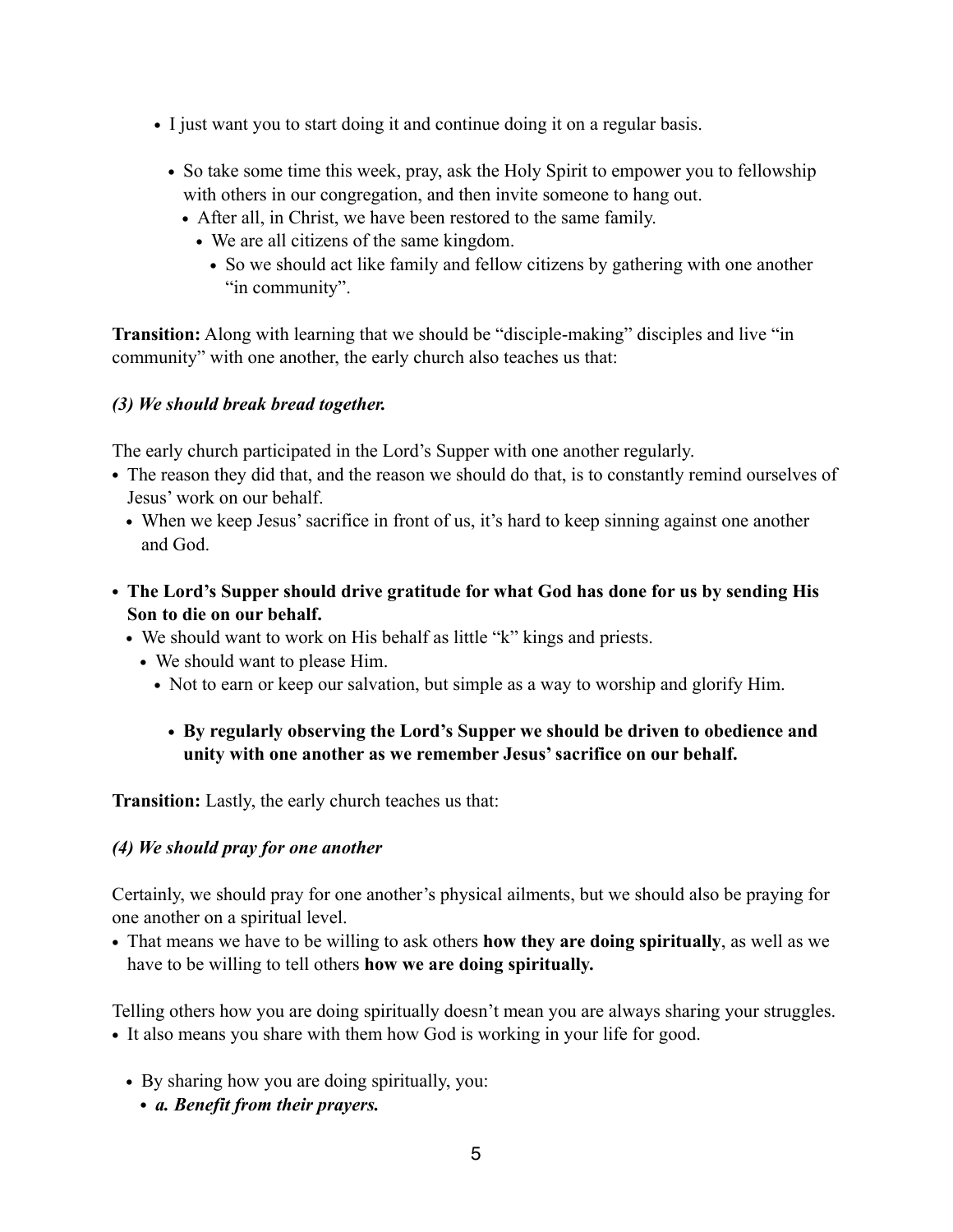- I just want you to start doing it and continue doing it on a regular basis.
  - So take some time this week, pray, ask the Holy Spirit to empower you to fellowship with others in our congregation, and then invite someone to hang out.
    - After all, in Christ, we have been restored to the same family.
      - We are all citizens of the same kingdom.
        - So we should act like family and fellow citizens by gathering with one another "in community".

**Transition:** Along with learning that we should be "disciple-making" disciples and live "in community" with one another, the early church also teaches us that:

***(3) We should break bread together.***

The early church participated in the Lord's Supper with one another regularly.

- The reason they did that, and the reason we should do that, is to constantly remind ourselves of Jesus' work on our behalf.
  - When we keep Jesus' sacrifice in front of us, it's hard to keep sinning against one another and God.

- **The Lord's Supper should drive gratitude for what God has done for us by sending His Son to die on our behalf.**
  - We should want to work on His behalf as little "k" kings and priests.
    - We should want to please Him.
      - Not to earn or keep our salvation, but simple as a way to worship and glorify Him.

        - **By regularly observing the Lord's Supper we should be driven to obedience and unity with one another as we remember Jesus' sacrifice on our behalf.**

**Transition:** Lastly, the early church teaches us that:

***(4) We should pray for one another***

Certainly, we should pray for one another's physical ailments, but we should also be praying for one another on a spiritual level.

- That means we have to be willing to ask others **how they are doing spiritually**, as well as we have to be willing to tell others **how we are doing spiritually.**

Telling others how you are doing spiritually doesn't mean you are always sharing your struggles.

- It also means you share with them how God is working in your life for good.

  - By sharing how you are doing spiritually, you:
    - ***a. Benefit from their prayers.***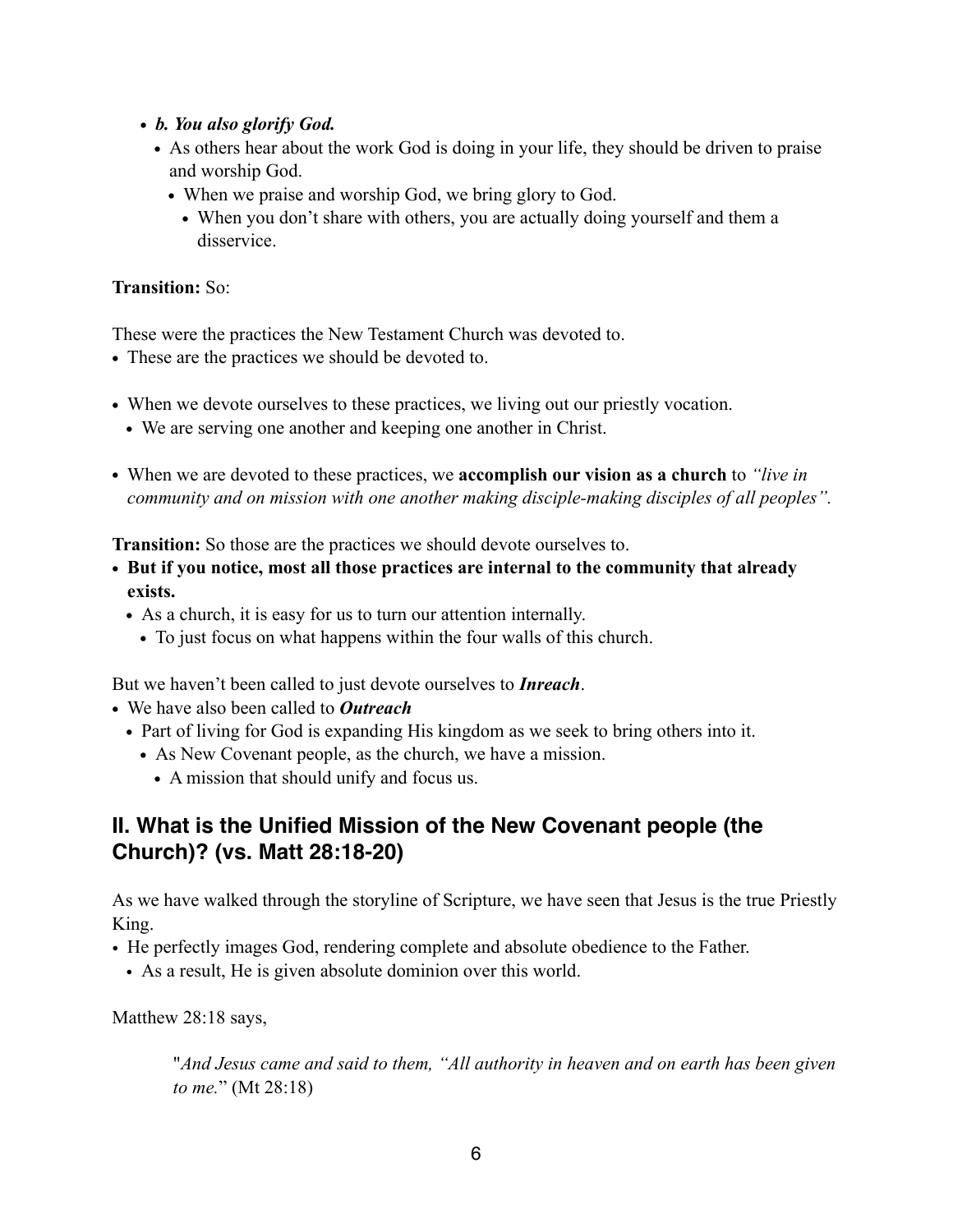- ***b. You also glorify God.***
  - As others hear about the work God is doing in your life, they should be driven to praise and worship God.
    - When we praise and worship God, we bring glory to God.
      - When you don't share with others, you are actually doing yourself and them a disservice.

**Transition:** So:

These were the practices the New Testament Church was devoted to.

- These are the practices we should be devoted to.

- When we devote ourselves to these practices, we living out our priestly vocation.
  - We are serving one another and keeping one another in Christ.

- When we are devoted to these practices, we **accomplish our vision as a church** to *"live in community and on mission with one another making disciple-making disciples of all peoples".*

**Transition:** So those are the practices we should devote ourselves to.

- **But if you notice, most all those practices are internal to the community that already exists.**
  - As a church, it is easy for us to turn our attention internally.
    - To just focus on what happens within the four walls of this church.

But we haven't been called to just devote ourselves to ***Inreach***.

- We have also been called to ***Outreach***
  - Part of living for God is expanding His kingdom as we seek to bring others into it.
    - As New Covenant people, as the church, we have a mission.
      - A mission that should unify and focus us.

## II. What is the Unified Mission of the New Covenant people (the Church)? (vs. Matt 28:18-20)

As we have walked through the storyline of Scripture, we have seen that Jesus is the true Priestly King.

- He perfectly images God, rendering complete and absolute obedience to the Father.
  - As a result, He is given absolute dominion over this world.

Matthew 28:18 says,

> "*And Jesus came and said to them, "All authority in heaven and on earth has been given to me.*" (Mt 28:18)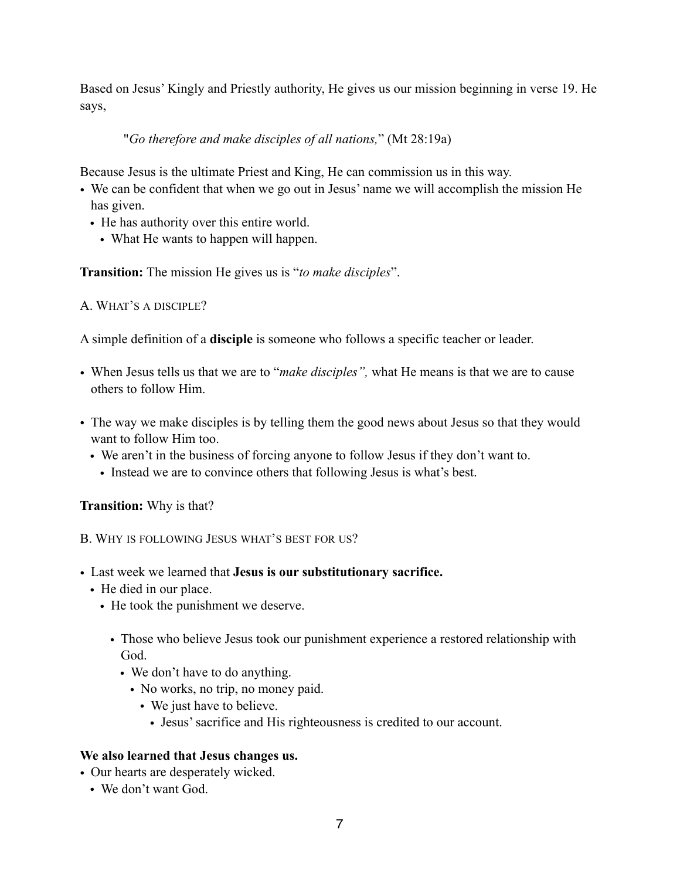Based on Jesus' Kingly and Priestly authority, He gives us our mission beginning in verse 19. He says,

> "*Go therefore and make disciples of all nations,*" (Mt 28:19a)

Because Jesus is the ultimate Priest and King, He can commission us in this way.

- We can be confident that when we go out in Jesus' name we will accomplish the mission He has given.
  - He has authority over this entire world.
    - What He wants to happen will happen.

**Transition:** The mission He gives us is "*to make disciples*".

A. What's a disciple?

A simple definition of a **disciple** is someone who follows a specific teacher or leader.

- When Jesus tells us that we are to "*make disciples",* what He means is that we are to cause others to follow Him.

- The way we make disciples is by telling them the good news about Jesus so that they would want to follow Him too.
  - We aren't in the business of forcing anyone to follow Jesus if they don't want to.
    - Instead we are to convince others that following Jesus is what's best.

**Transition:** Why is that?

B. Why is following Jesus what's best for us?

- Last week we learned that **Jesus is our substitutionary sacrifice.**
  - He died in our place.
    - He took the punishment we deserve.

      - Those who believe Jesus took our punishment experience a restored relationship with God.
        - We don't have to do anything.
          - No works, no trip, no money paid.
            - We just have to believe.
              - Jesus' sacrifice and His righteousness is credited to our account.

**We also learned that Jesus changes us.**

- Our hearts are desperately wicked.
  - We don't want God.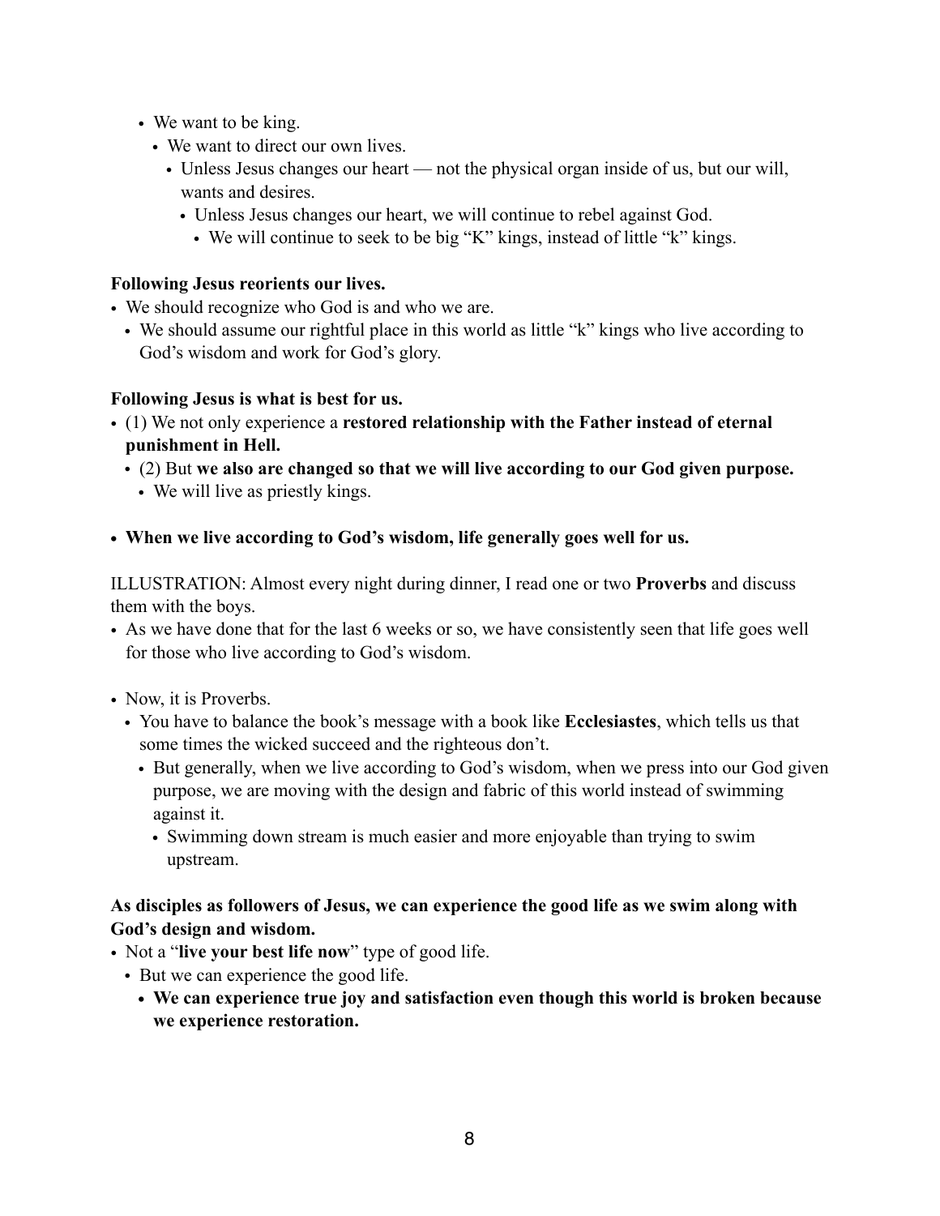- We want to be king.
  - We want to direct our own lives.
    - Unless Jesus changes our heart — not the physical organ inside of us, but our will, wants and desires.
      - Unless Jesus changes our heart, we will continue to rebel against God.
        - We will continue to seek to be big "K" kings, instead of little "k" kings.

**Following Jesus reorients our lives.**

- We should recognize who God is and who we are.
  - We should assume our rightful place in this world as little "k" kings who live according to God's wisdom and work for God's glory.

**Following Jesus is what is best for us.**

- (1) We not only experience a **restored relationship with the Father instead of eternal punishment in Hell.**
  - (2) But **we also are changed so that we will live according to our God given purpose.**
    - We will live as priestly kings.

- **When we live according to God's wisdom, life generally goes well for us.**

ILLUSTRATION: Almost every night during dinner, I read one or two **Proverbs** and discuss them with the boys.

- As we have done that for the last 6 weeks or so, we have consistently seen that life goes well for those who live according to God's wisdom.

- Now, it is Proverbs.
  - You have to balance the book's message with a book like **Ecclesiastes**, which tells us that some times the wicked succeed and the righteous don't.
    - But generally, when we live according to God's wisdom, when we press into our God given purpose, we are moving with the design and fabric of this world instead of swimming against it.
      - Swimming down stream is much easier and more enjoyable than trying to swim upstream.

**As disciples as followers of Jesus, we can experience the good life as we swim along with God's design and wisdom.**

- Not a "**live your best life now**" type of good life.
  - But we can experience the good life.
    - **We can experience true joy and satisfaction even though this world is broken because we experience restoration.**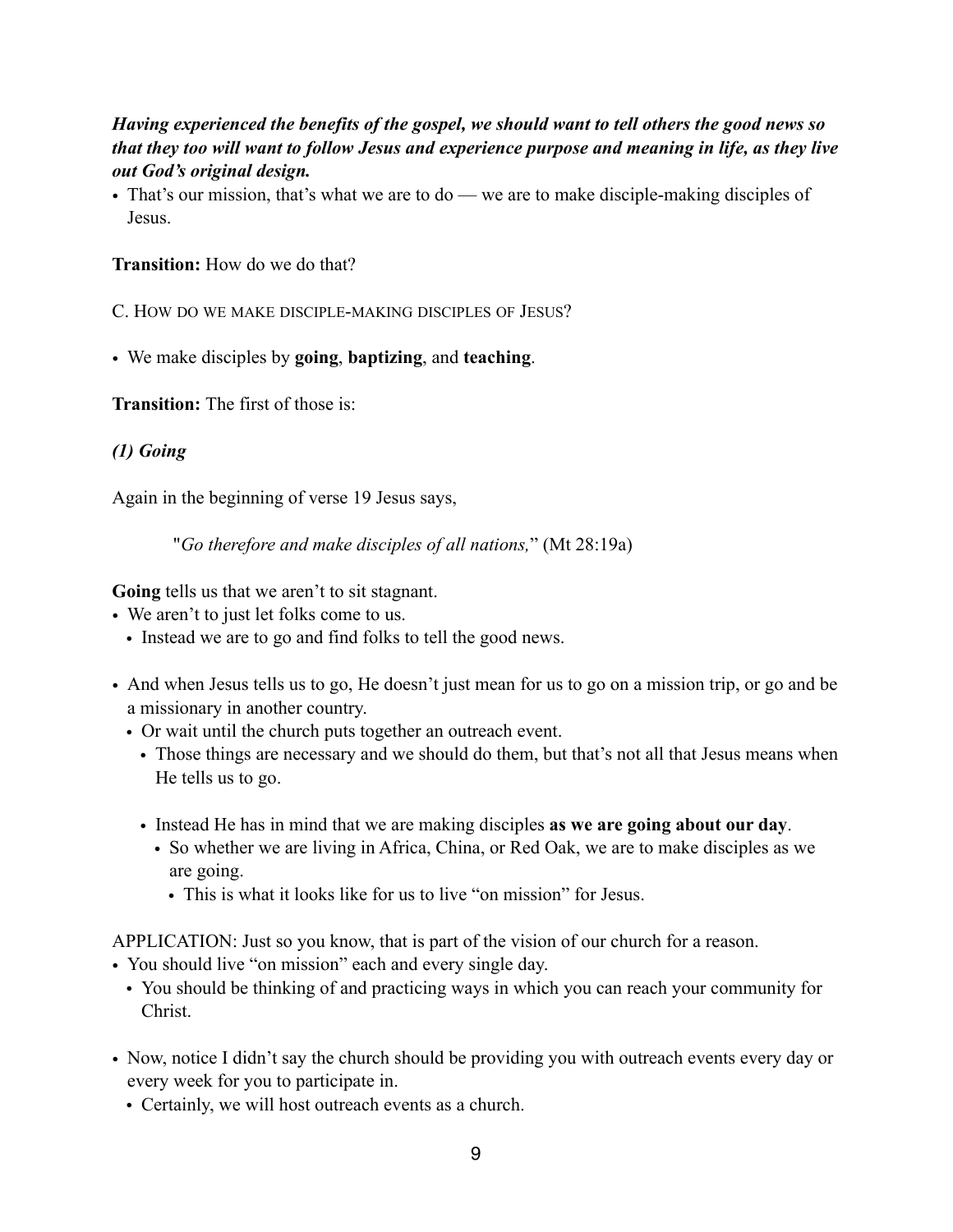***Having experienced the benefits of the gospel, we should want to tell others the good news so that they too will want to follow Jesus and experience purpose and meaning in life, as they live out God's original design.***

- That's our mission, that's what we are to do — we are to make disciple-making disciples of Jesus.

**Transition:** How do we do that?

C. HOW DO WE MAKE DISCIPLE-MAKING DISCIPLES OF JESUS?

- We make disciples by **going**, **baptizing**, and **teaching**.

**Transition:** The first of those is:

***(1) Going***

Again in the beginning of verse 19 Jesus says,

> "*Go therefore and make disciples of all nations,*" (Mt 28:19a)

**Going** tells us that we aren't to sit stagnant.

- We aren't to just let folks come to us.
  - Instead we are to go and find folks to tell the good news.

- And when Jesus tells us to go, He doesn't just mean for us to go on a mission trip, or go and be a missionary in another country.
  - Or wait until the church puts together an outreach event.
    - Those things are necessary and we should do them, but that's not all that Jesus means when He tells us to go.

    - Instead He has in mind that we are making disciples **as we are going about our day**.
      - So whether we are living in Africa, China, or Red Oak, we are to make disciples as we are going.
        - This is what it looks like for us to live "on mission" for Jesus.

APPLICATION: Just so you know, that is part of the vision of our church for a reason.

- You should live "on mission" each and every single day.
  - You should be thinking of and practicing ways in which you can reach your community for Christ.

- Now, notice I didn't say the church should be providing you with outreach events every day or every week for you to participate in.
  - Certainly, we will host outreach events as a church.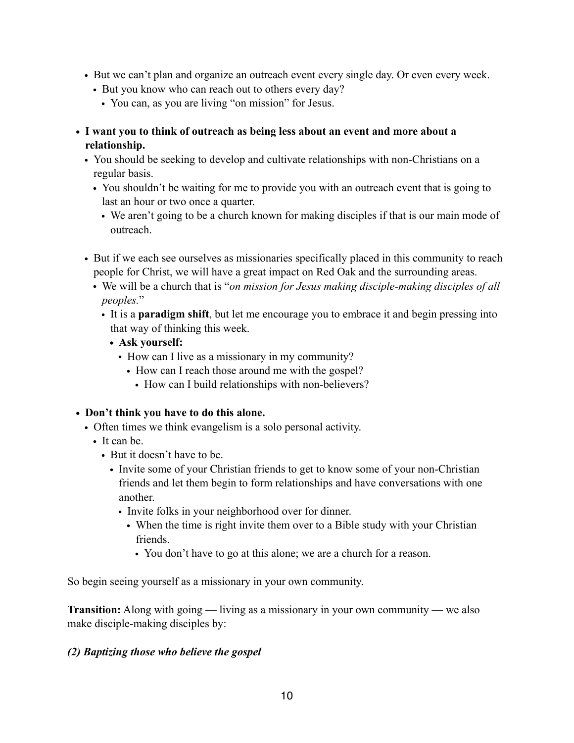- But we can't plan and organize an outreach event every single day. Or even every week.
  - But you know who can reach out to others every day?
    - You can, as you are living "on mission" for Jesus.

- **I want you to think of outreach as being less about an event and more about a relationship.**
  - You should be seeking to develop and cultivate relationships with non-Christians on a regular basis.
    - You shouldn't be waiting for me to provide you with an outreach event that is going to last an hour or two once a quarter.
      - We aren't going to be a church known for making disciples if that is our main mode of outreach.

  - But if we each see ourselves as missionaries specifically placed in this community to reach people for Christ, we will have a great impact on Red Oak and the surrounding areas.
    - We will be a church that is "*on mission for Jesus making disciple-making disciples of all peoples.*"
      - It is a **paradigm shift**, but let me encourage you to embrace it and begin pressing into that way of thinking this week.
        - **Ask yourself:**
          - How can I live as a missionary in my community?
            - How can I reach those around me with the gospel?
              - How can I build relationships with non-believers?

- **Don't think you have to do this alone.**
  - Often times we think evangelism is a solo personal activity.
    - It can be.
      - But it doesn't have to be.
        - Invite some of your Christian friends to get to know some of your non-Christian friends and let them begin to form relationships and have conversations with one another.
          - Invite folks in your neighborhood over for dinner.
            - When the time is right invite them over to a Bible study with your Christian friends.
              - You don't have to go at this alone; we are a church for a reason.

So begin seeing yourself as a missionary in your own community.

**Transition:** Along with going — living as a missionary in your own community — we also make disciple-making disciples by:

***(2) Baptizing those who believe the gospel***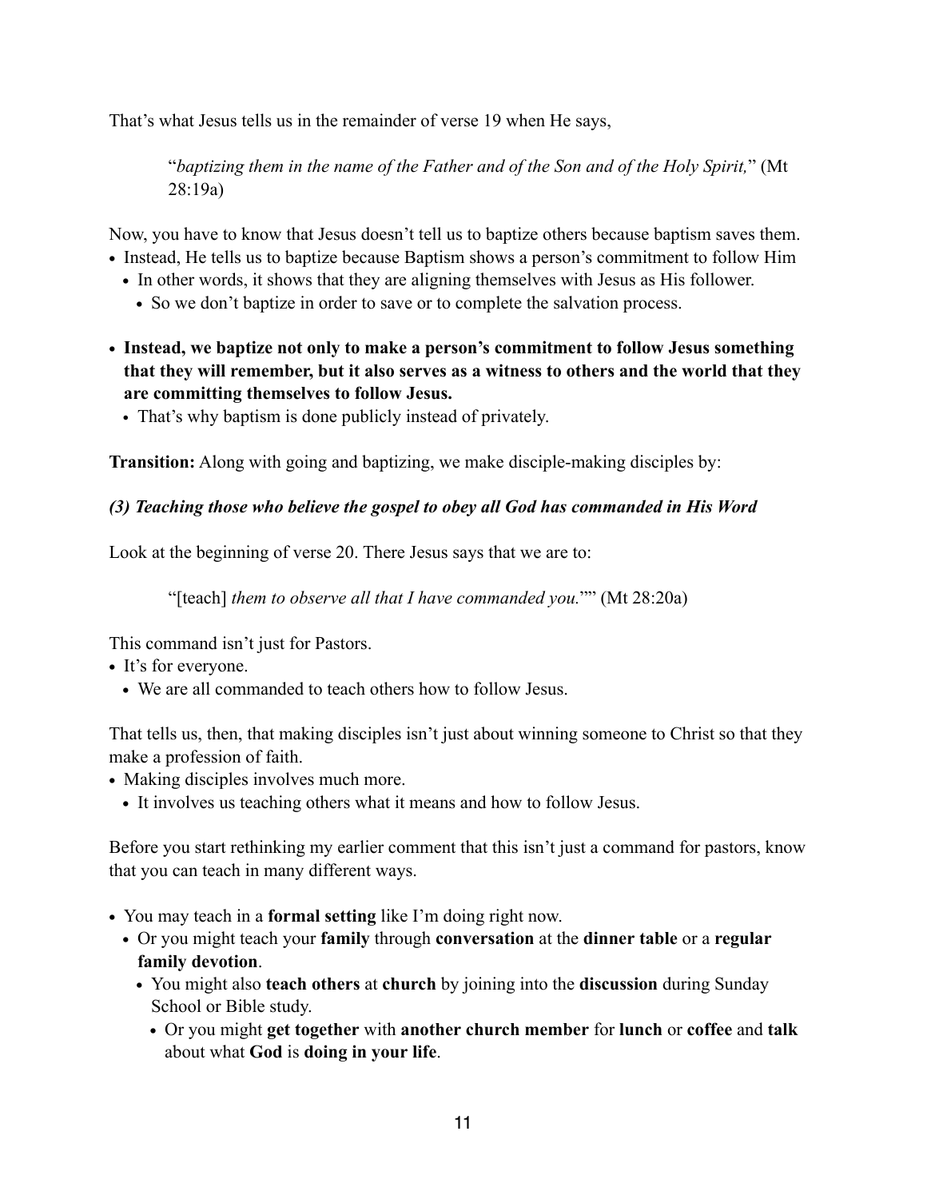That's what Jesus tells us in the remainder of verse 19 when He says,

> "*baptizing them in the name of the Father and of the Son and of the Holy Spirit,*" (Mt 28:19a)

Now, you have to know that Jesus doesn't tell us to baptize others because baptism saves them.

- Instead, He tells us to baptize because Baptism shows a person's commitment to follow Him
  - In other words, it shows that they are aligning themselves with Jesus as His follower.
    - So we don't baptize in order to save or to complete the salvation process.

- **Instead, we baptize not only to make a person's commitment to follow Jesus something that they will remember, but it also serves as a witness to others and the world that they are committing themselves to follow Jesus.**
  - That's why baptism is done publicly instead of privately.

**Transition:** Along with going and baptizing, we make disciple-making disciples by:

***(3) Teaching those who believe the gospel to obey all God has commanded in His Word***

Look at the beginning of verse 20. There Jesus says that we are to:

> "[teach] *them to observe all that I have commanded you.*"" (Mt 28:20a)

This command isn't just for Pastors.

- It's for everyone.
  - We are all commanded to teach others how to follow Jesus.

That tells us, then, that making disciples isn't just about winning someone to Christ so that they make a profession of faith.

- Making disciples involves much more.
  - It involves us teaching others what it means and how to follow Jesus.

Before you start rethinking my earlier comment that this isn't just a command for pastors, know that you can teach in many different ways.

- You may teach in a **formal setting** like I'm doing right now.
  - Or you might teach your **family** through **conversation** at the **dinner table** or a **regular family devotion**.
    - You might also **teach others** at **church** by joining into the **discussion** during Sunday School or Bible study.
      - Or you might **get together** with **another church member** for **lunch** or **coffee** and **talk** about what **God** is **doing in your life**.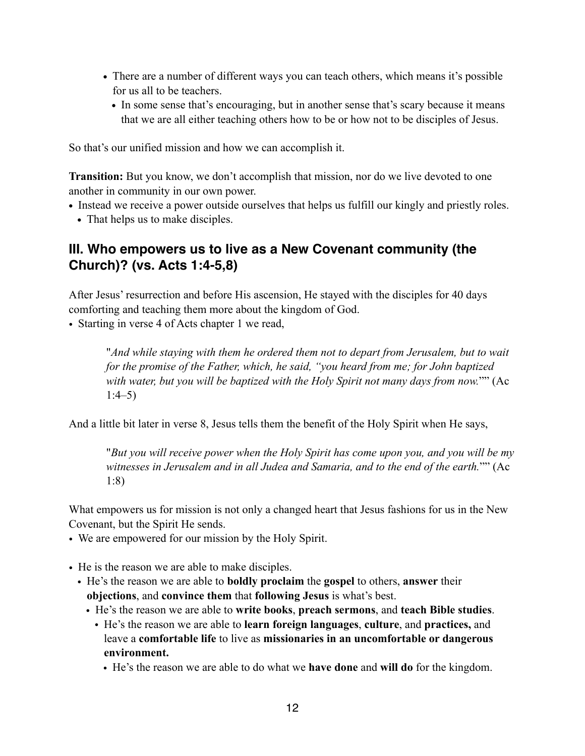- There are a number of different ways you can teach others, which means it's possible for us all to be teachers.
  - In some sense that's encouraging, but in another sense that's scary because it means that we are all either teaching others how to be or how not to be disciples of Jesus.

So that's our unified mission and how we can accomplish it.

**Transition:** But you know, we don't accomplish that mission, nor do we live devoted to one another in community in our own power.

- Instead we receive a power outside ourselves that helps us fulfill our kingly and priestly roles.
  - That helps us to make disciples.

## III. Who empowers us to live as a New Covenant community (the Church)? (vs. Acts 1:4-5,8)

After Jesus' resurrection and before His ascension, He stayed with the disciples for 40 days comforting and teaching them more about the kingdom of God.

- Starting in verse 4 of Acts chapter 1 we read,

> "*And while staying with them he ordered them not to depart from Jerusalem, but to wait for the promise of the Father, which, he said, "you heard from me; for John baptized with water, but you will be baptized with the Holy Spirit not many days from now.*"" (Ac 1:4–5)

And a little bit later in verse 8, Jesus tells them the benefit of the Holy Spirit when He says,

> "*But you will receive power when the Holy Spirit has come upon you, and you will be my witnesses in Jerusalem and in all Judea and Samaria, and to the end of the earth.*"" (Ac 1:8)

What empowers us for mission is not only a changed heart that Jesus fashions for us in the New Covenant, but the Spirit He sends.

- We are empowered for our mission by the Holy Spirit.

- He is the reason we are able to make disciples.
  - He's the reason we are able to **boldly proclaim** the **gospel** to others, **answer** their **objections**, and **convince them** that **following Jesus** is what's best.
    - He's the reason we are able to **write books**, **preach sermons**, and **teach Bible studies**.
      - He's the reason we are able to **learn foreign languages**, **culture**, and **practices,** and leave a **comfortable life** to live as **missionaries in an uncomfortable or dangerous environment.**
        - He's the reason we are able to do what we **have done** and **will do** for the kingdom.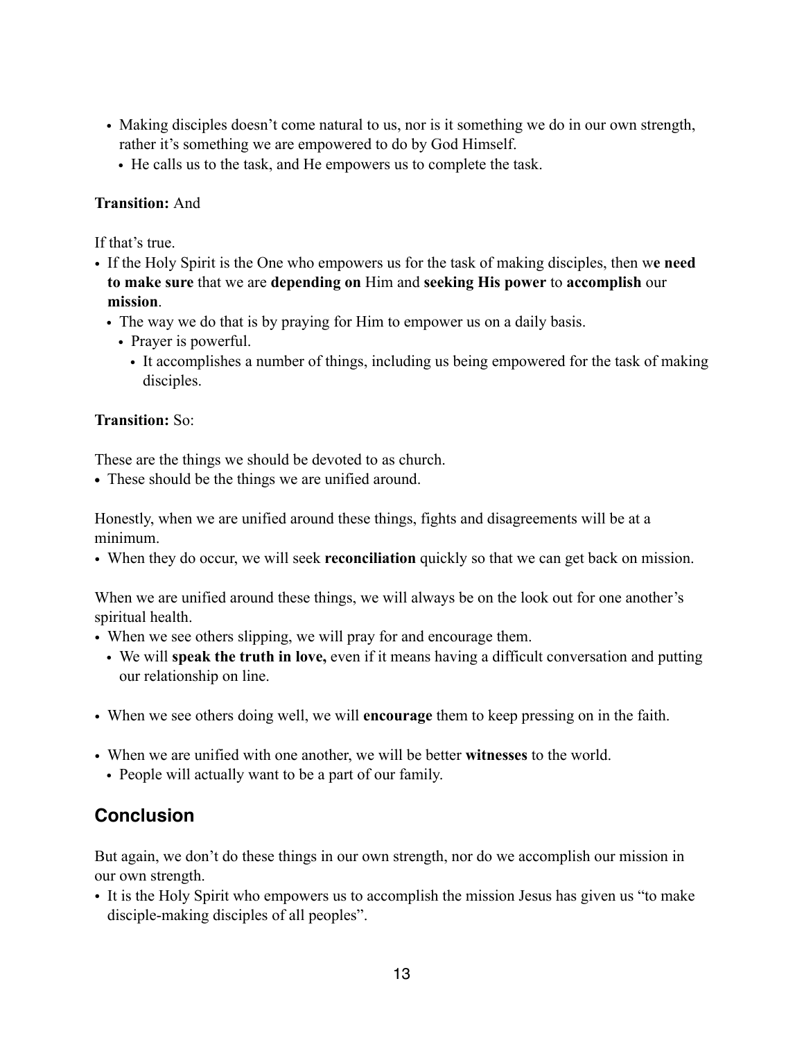- Making disciples doesn't come natural to us, nor is it something we do in our own strength, rather it's something we are empowered to do by God Himself.
  - He calls us to the task, and He empowers us to complete the task.

**Transition:** And

If that's true.

- If the Holy Spirit is the One who empowers us for the task of making disciples, then w**e need to make sure** that we are **depending on** Him and **seeking His power** to **accomplish** our **mission**.
  - The way we do that is by praying for Him to empower us on a daily basis.
    - Prayer is powerful.
      - It accomplishes a number of things, including us being empowered for the task of making disciples.

**Transition:** So:

These are the things we should be devoted to as church.

- These should be the things we are unified around.

Honestly, when we are unified around these things, fights and disagreements will be at a minimum.

- When they do occur, we will seek **reconciliation** quickly so that we can get back on mission.

When we are unified around these things, we will always be on the look out for one another's spiritual health.

- When we see others slipping, we will pray for and encourage them.
  - We will **speak the truth in love,** even if it means having a difficult conversation and putting our relationship on line.

- When we see others doing well, we will **encourage** them to keep pressing on in the faith.

- When we are unified with one another, we will be better **witnesses** to the world.
  - People will actually want to be a part of our family.

## Conclusion

But again, we don't do these things in our own strength, nor do we accomplish our mission in our own strength.

- It is the Holy Spirit who empowers us to accomplish the mission Jesus has given us "to make disciple-making disciples of all peoples".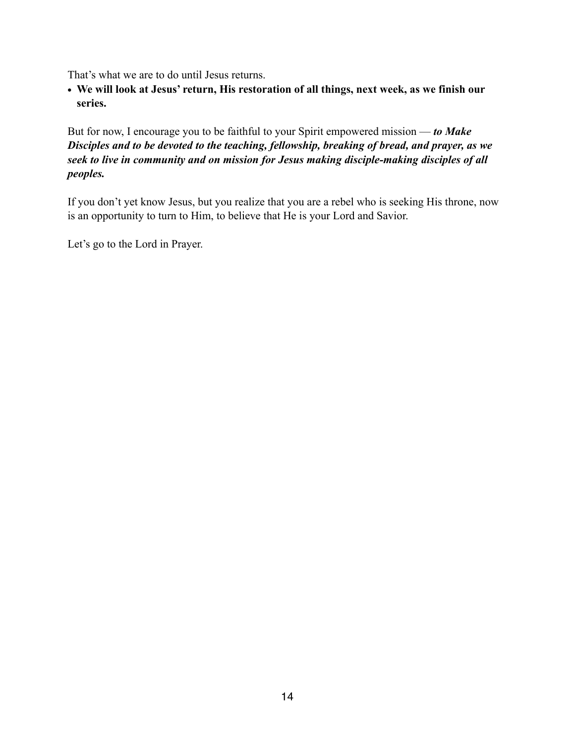That's what we are to do until Jesus returns.

- **We will look at Jesus' return, His restoration of all things, next week, as we finish our series.**

But for now, I encourage you to be faithful to your Spirit empowered mission — ***to Make Disciples and to be devoted to the teaching, fellowship, breaking of bread, and prayer, as we seek to live in community and on mission for Jesus making disciple-making disciples of all peoples.***

If you don't yet know Jesus, but you realize that you are a rebel who is seeking His throne, now is an opportunity to turn to Him, to believe that He is your Lord and Savior.

Let's go to the Lord in Prayer.